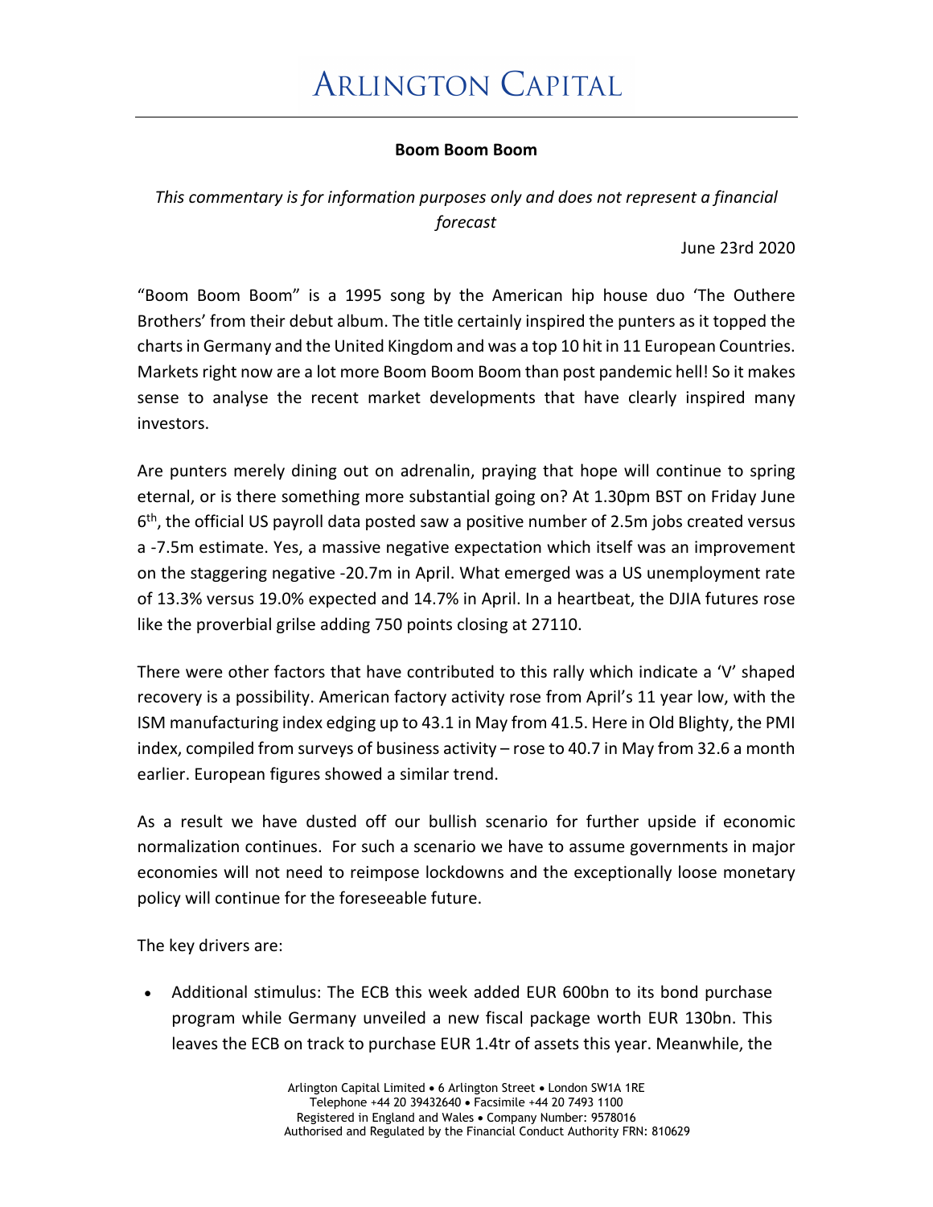# ARLINGTON CAPITAL

**Boom Boom Boom**

*This commentary is for information purposes only and does not represent a financial forecast*

June 23rd 2020

"Boom Boom Boom" is a 1995 song by the American hip house duo 'The Outhere Brothers' from their debut album. The title certainly inspired the punters as it topped the charts in Germany and the United Kingdom and was a top 10 hit in 11 European Countries. Markets right now are a lot more Boom Boom Boom than post pandemic hell! So it makes sense to analyse the recent market developments that have clearly inspired many investors.

Are punters merely dining out on adrenalin, praying that hope will continue to spring eternal, or is there something more substantial going on? At 1.30pm BST on Friday June 6th, the official US payroll data posted saw a positive number of 2.5m jobs created versus a -7.5m estimate. Yes, a massive negative expectation which itself was an improvement on the staggering negative -20.7m in April. What emerged was a US unemployment rate of 13.3% versus 19.0% expected and 14.7% in April. In a heartbeat, the DJIA futures rose like the proverbial grilse adding 750 points closing at 27110.

There were other factors that have contributed to this rally which indicate a 'V' shaped recovery is a possibility. American factory activity rose from April's 11 year low, with the ISM manufacturing index edging up to 43.1 in May from 41.5. Here in Old Blighty, the PMI index, compiled from surveys of business activity – rose to 40.7 in May from 32.6 a month earlier. European figures showed a similar trend.

As a result we have dusted off our bullish scenario for further upside if economic normalization continues. For such a scenario we have to assume governments in major economies will not need to reimpose lockdowns and the exceptionally loose monetary policy will continue for the foreseeable future.

The key drivers are:

- Additional stimulus: The ECB this week added EUR 600bn to its bond purchase program while Germany unveiled a new fiscal package worth EUR 130bn. This leaves the ECB on track to purchase EUR 1.4tr of assets this year. Meanwhile, the

Arlington Capital Limited • 6 Arlington Street • London SW1A 1RE
Telephone +44 20 39432640 • Facsimile +44 20 7493 1100
Registered in England and Wales • Company Number: 9578016
Authorised and Regulated by the Financial Conduct Authority FRN: 810629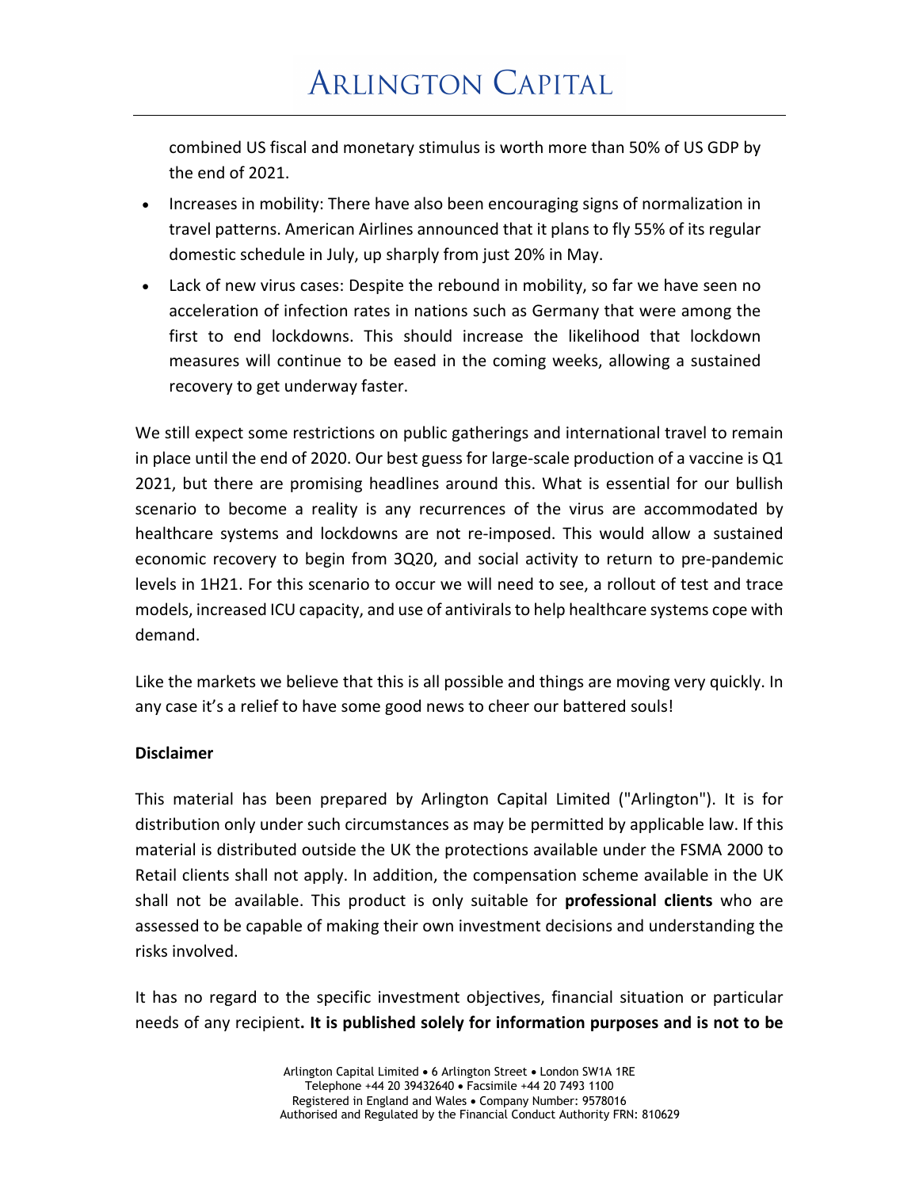combined US fiscal and monetary stimulus is worth more than 50% of US GDP by the end of 2021.

- Increases in mobility: There have also been encouraging signs of normalization in travel patterns. American Airlines announced that it plans to fly 55% of its regular domestic schedule in July, up sharply from just 20% in May.
- Lack of new virus cases: Despite the rebound in mobility, so far we have seen no acceleration of infection rates in nations such as Germany that were among the first to end lockdowns. This should increase the likelihood that lockdown measures will continue to be eased in the coming weeks, allowing a sustained recovery to get underway faster.

We still expect some restrictions on public gatherings and international travel to remain in place until the end of 2020. Our best guess for large-scale production of a vaccine is Q1 2021, but there are promising headlines around this. What is essential for our bullish scenario to become a reality is any recurrences of the virus are accommodated by healthcare systems and lockdowns are not re-imposed. This would allow a sustained economic recovery to begin from 3Q20, and social activity to return to pre-pandemic levels in 1H21. For this scenario to occur we will need to see, a rollout of test and trace models, increased ICU capacity, and use of antivirals to help healthcare systems cope with demand.

Like the markets we believe that this is all possible and things are moving very quickly. In any case it's a relief to have some good news to cheer our battered souls!

**Disclaimer**

This material has been prepared by Arlington Capital Limited ("Arlington"). It is for distribution only under such circumstances as may be permitted by applicable law. If this material is distributed outside the UK the protections available under the FSMA 2000 to Retail clients shall not apply. In addition, the compensation scheme available in the UK shall not be available. This product is only suitable for **professional clients** who are assessed to be capable of making their own investment decisions and understanding the risks involved.

It has no regard to the specific investment objectives, financial situation or particular needs of any recipient**. It is published solely for information purposes and is not to be**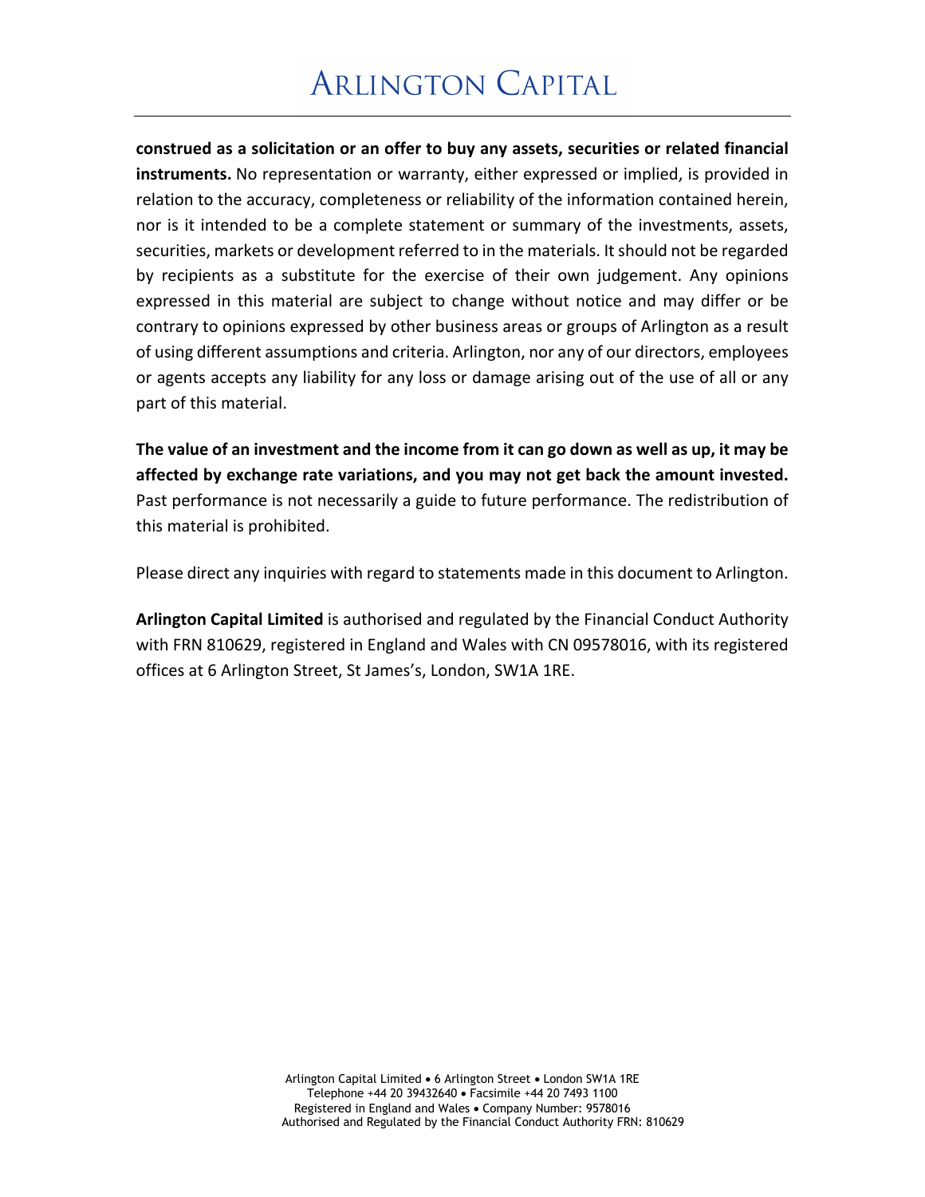**construed as a solicitation or an offer to buy any assets, securities or related financial instruments.** No representation or warranty, either expressed or implied, is provided in relation to the accuracy, completeness or reliability of the information contained herein, nor is it intended to be a complete statement or summary of the investments, assets, securities, markets or development referred to in the materials. It should not be regarded by recipients as a substitute for the exercise of their own judgement. Any opinions expressed in this material are subject to change without notice and may differ or be contrary to opinions expressed by other business areas or groups of Arlington as a result of using different assumptions and criteria. Arlington, nor any of our directors, employees or agents accepts any liability for any loss or damage arising out of the use of all or any part of this material.

**The value of an investment and the income from it can go down as well as up, it may be affected by exchange rate variations, and you may not get back the amount invested.** Past performance is not necessarily a guide to future performance. The redistribution of this material is prohibited.

Please direct any inquiries with regard to statements made in this document to Arlington.

**Arlington Capital Limited** is authorised and regulated by the Financial Conduct Authority with FRN 810629, registered in England and Wales with CN 09578016, with its registered offices at 6 Arlington Street, St James's, London, SW1A 1RE.